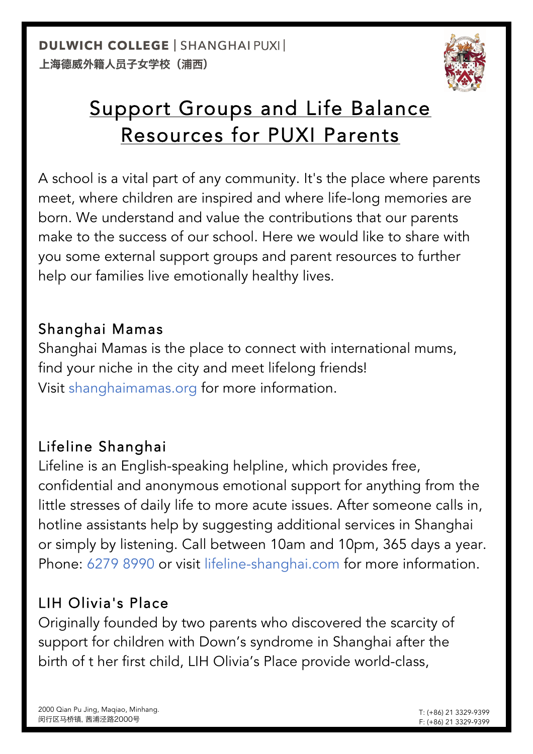DULWICH COLLEGE | SHANGHAI PUXI |
上海德威外籍人员子女学校（浦西）

# Support Groups and Life Balance Resources for PUXI Parents

A school is a vital part of any community. It's the place where parents meet, where children are inspired and where life-long memories are born. We understand and value the contributions that our parents make to the success of our school. Here we would like to share with you some external support groups and parent resources to further help our families live emotionally healthy lives.

## Shanghai Mamas

Shanghai Mamas is the place to connect with international mums, find your niche in the city and meet lifelong friends!
Visit shanghaimamas.org for more information.

## Lifeline Shanghai

Lifeline is an English-speaking helpline, which provides free, confidential and anonymous emotional support for anything from the little stresses of daily life to more acute issues. After someone calls in, hotline assistants help by suggesting additional services in Shanghai or simply by listening. Call between 10am and 10pm, 365 days a year. Phone: 6279 8990 or visit lifeline-shanghai.com for more information.

## LIH Olivia's Place

Originally founded by two parents who discovered the scarcity of support for children with Down's syndrome in Shanghai after the birth of t her first child, LIH Olivia's Place provide world-class,

2000 Qian Pu Jing, Maqiao, Minhang.
闵行区马桥镇, 茜浦泾路2000号

T: (+86) 21 3329-9399
F: (+86) 21 3329-9399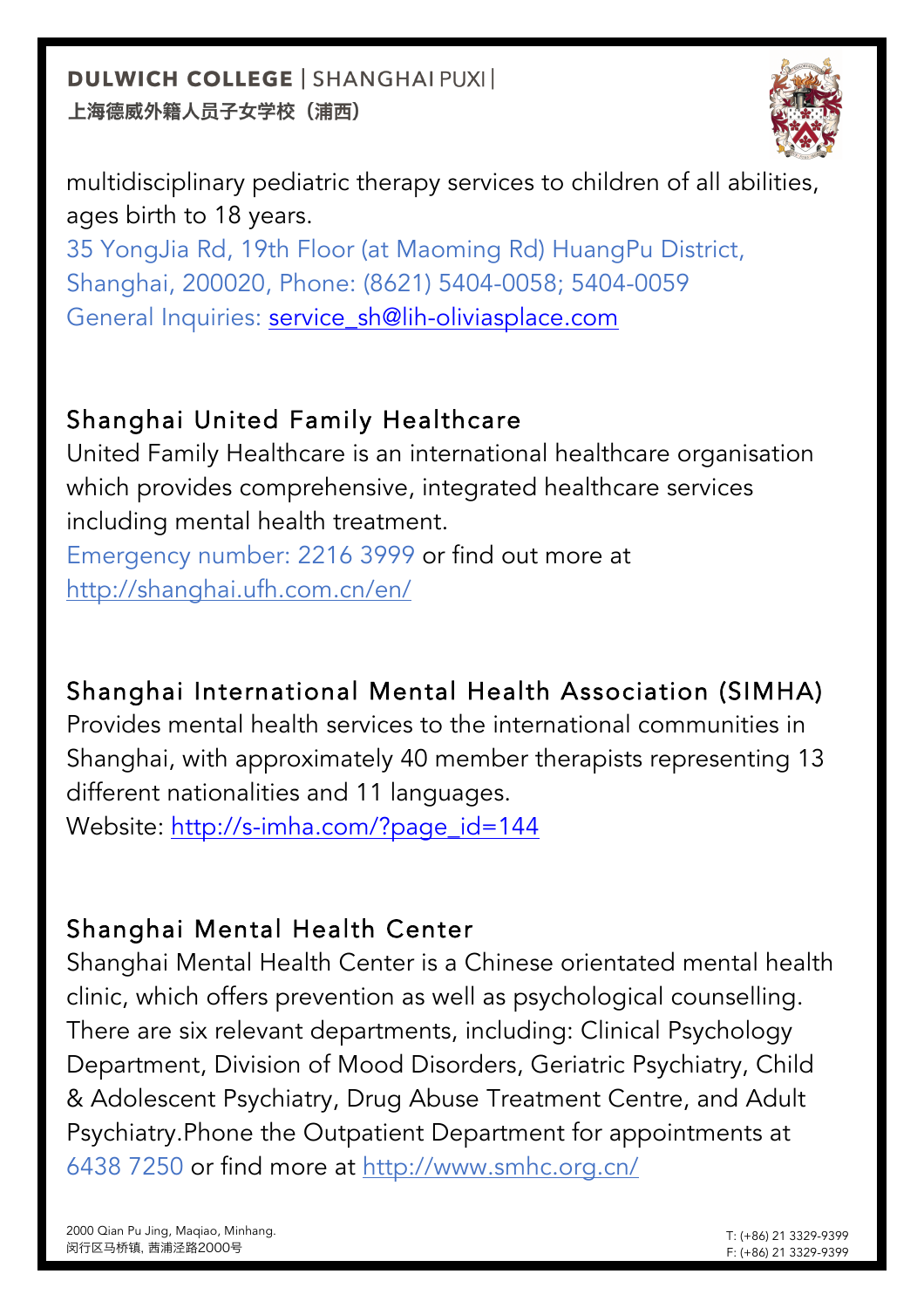multidisciplinary pediatric therapy services to children of all abilities, ages birth to 18 years.
35 YongJia Rd, 19th Floor (at Maoming Rd) HuangPu District, Shanghai, 200020, Phone: (8621) 5404-0058; 5404-0059
General Inquiries: service_sh@lih-oliviasplace.com

## Shanghai United Family Healthcare

United Family Healthcare is an international healthcare organisation which provides comprehensive, integrated healthcare services including mental health treatment.
Emergency number: 2216 3999 or find out more at http://shanghai.ufh.com.cn/en/

## Shanghai International Mental Health Association (SIMHA)

Provides mental health services to the international communities in Shanghai, with approximately 40 member therapists representing 13 different nationalities and 11 languages.
Website: http://s-imha.com/?page_id=144

## Shanghai Mental Health Center

Shanghai Mental Health Center is a Chinese orientated mental health clinic, which offers prevention as well as psychological counselling. There are six relevant departments, including: Clinical Psychology Department, Division of Mood Disorders, Geriatric Psychiatry, Child & Adolescent Psychiatry, Drug Abuse Treatment Centre, and Adult Psychiatry.Phone the Outpatient Department for appointments at 6438 7250 or find more at http://www.smhc.org.cn/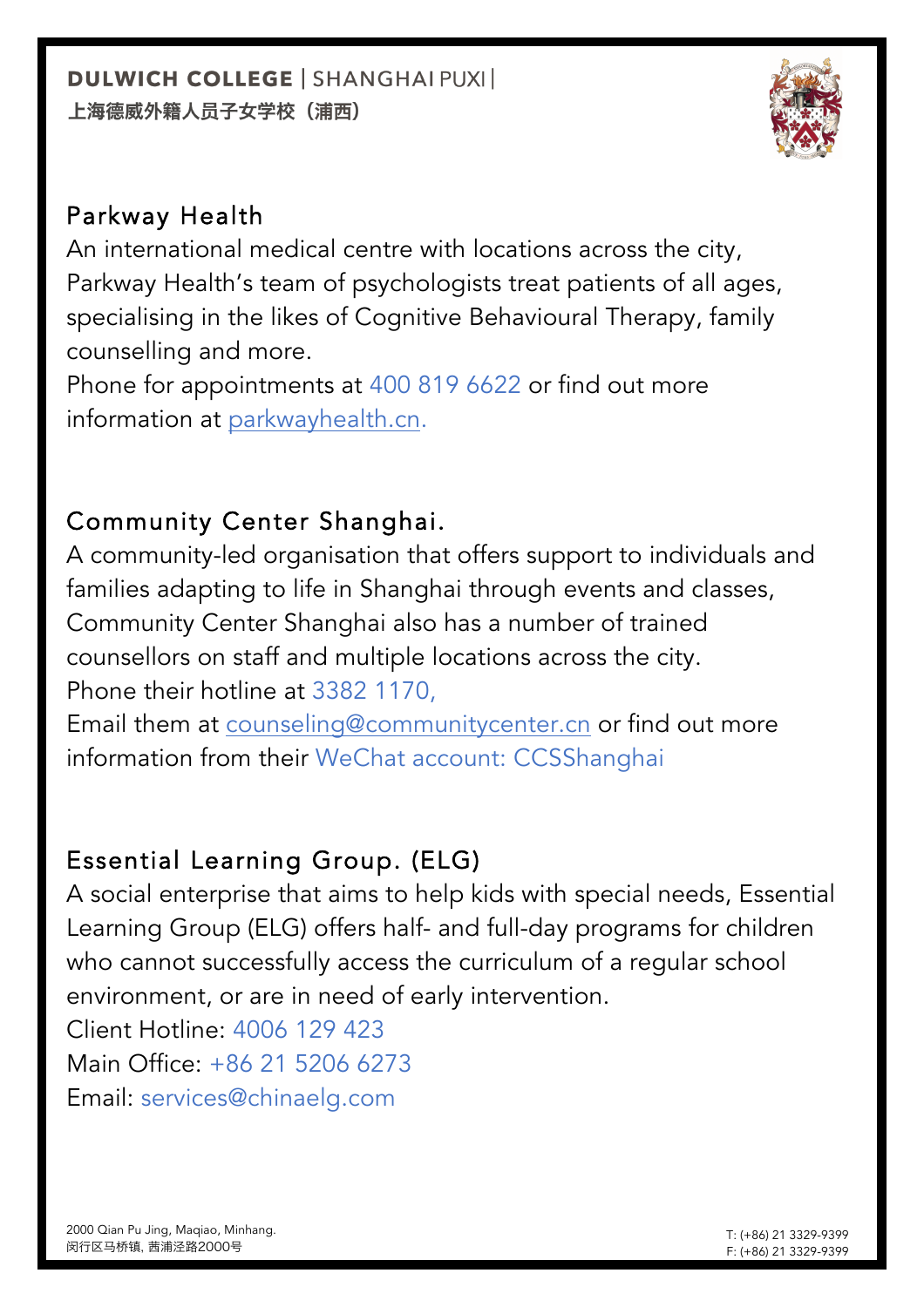## Parkway Health

An international medical centre with locations across the city, Parkway Health's team of psychologists treat patients of all ages, specialising in the likes of Cognitive Behavioural Therapy, family counselling and more.

Phone for appointments at 400 819 6622 or find out more information at parkwayhealth.cn.

## Community Center Shanghai.

A community-led organisation that offers support to individuals and families adapting to life in Shanghai through events and classes, Community Center Shanghai also has a number of trained counsellors on staff and multiple locations across the city.

Phone their hotline at 3382 1170,

Email them at counseling@communitycenter.cn or find out more information from their WeChat account: CCSShanghai

## Essential Learning Group. (ELG)

A social enterprise that aims to help kids with special needs, Essential Learning Group (ELG) offers half- and full-day programs for children who cannot successfully access the curriculum of a regular school environment, or are in need of early intervention.

Client Hotline: 4006 129 423

Main Office: +86 21 5206 6273

Email: services@chinaelg.com